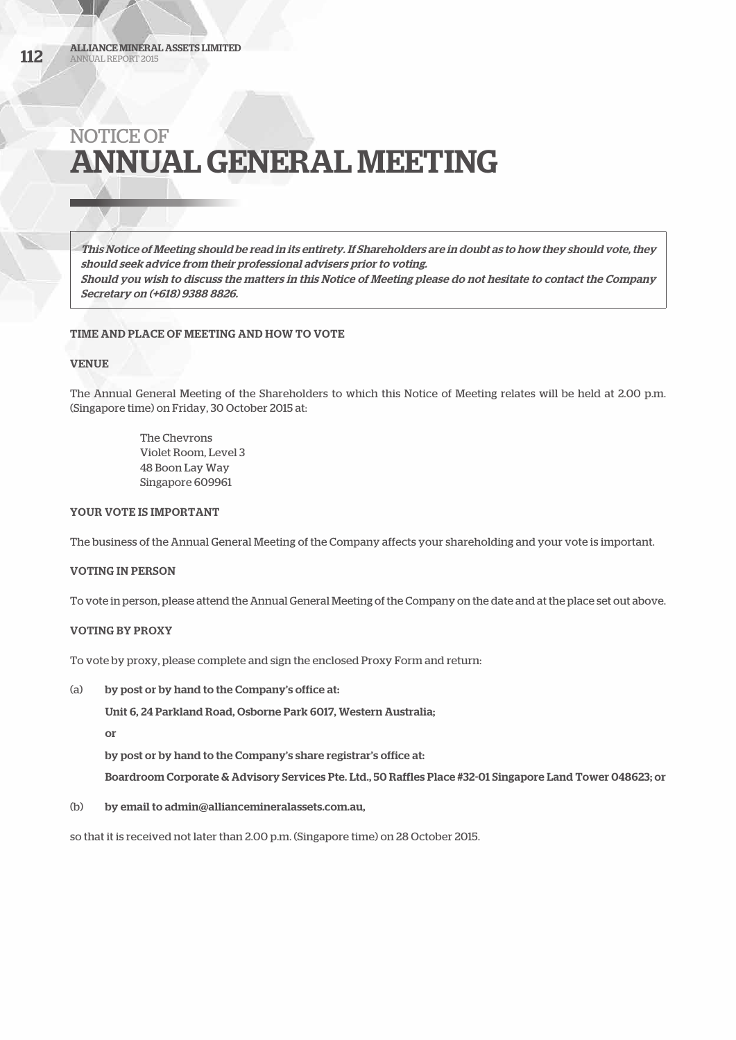# NOTICE OF ANNUAL GENERAL MEETING

*This Notice of Meeting should be read in its entirety. If Shareholders are in doubt as to how they should vote, they should seek advice from their professional advisers prior to voting.*
*Should you wish to discuss the matters in this Notice of Meeting please do not hesitate to contact the Company Secretary on (+618) 9388 8826.*

**TIME AND PLACE OF MEETING AND HOW TO VOTE**

**VENUE**

The Annual General Meeting of the Shareholders to which this Notice of Meeting relates will be held at 2.00 p.m. (Singapore time) on Friday, 30 October 2015 at:

The Chevrons
Violet Room, Level 3
48 Boon Lay Way
Singapore 609961

**YOUR VOTE IS IMPORTANT**

The business of the Annual General Meeting of the Company affects your shareholding and your vote is important.

**VOTING IN PERSON**

To vote in person, please attend the Annual General Meeting of the Company on the date and at the place set out above.

**VOTING BY PROXY**

To vote by proxy, please complete and sign the enclosed Proxy Form and return:

(a) **by post or by hand to the Company's office at:**

**Unit 6, 24 Parkland Road, Osborne Park 6017, Western Australia;**

**or**

**by post or by hand to the Company's share registrar's office at:**

**Boardroom Corporate & Advisory Services Pte. Ltd., 50 Raffles Place #32-01 Singapore Land Tower 048623; or**

(b) **by email to admin@alliancemineralassets.com.au,**

so that it is received not later than 2.00 p.m. (Singapore time) on 28 October 2015.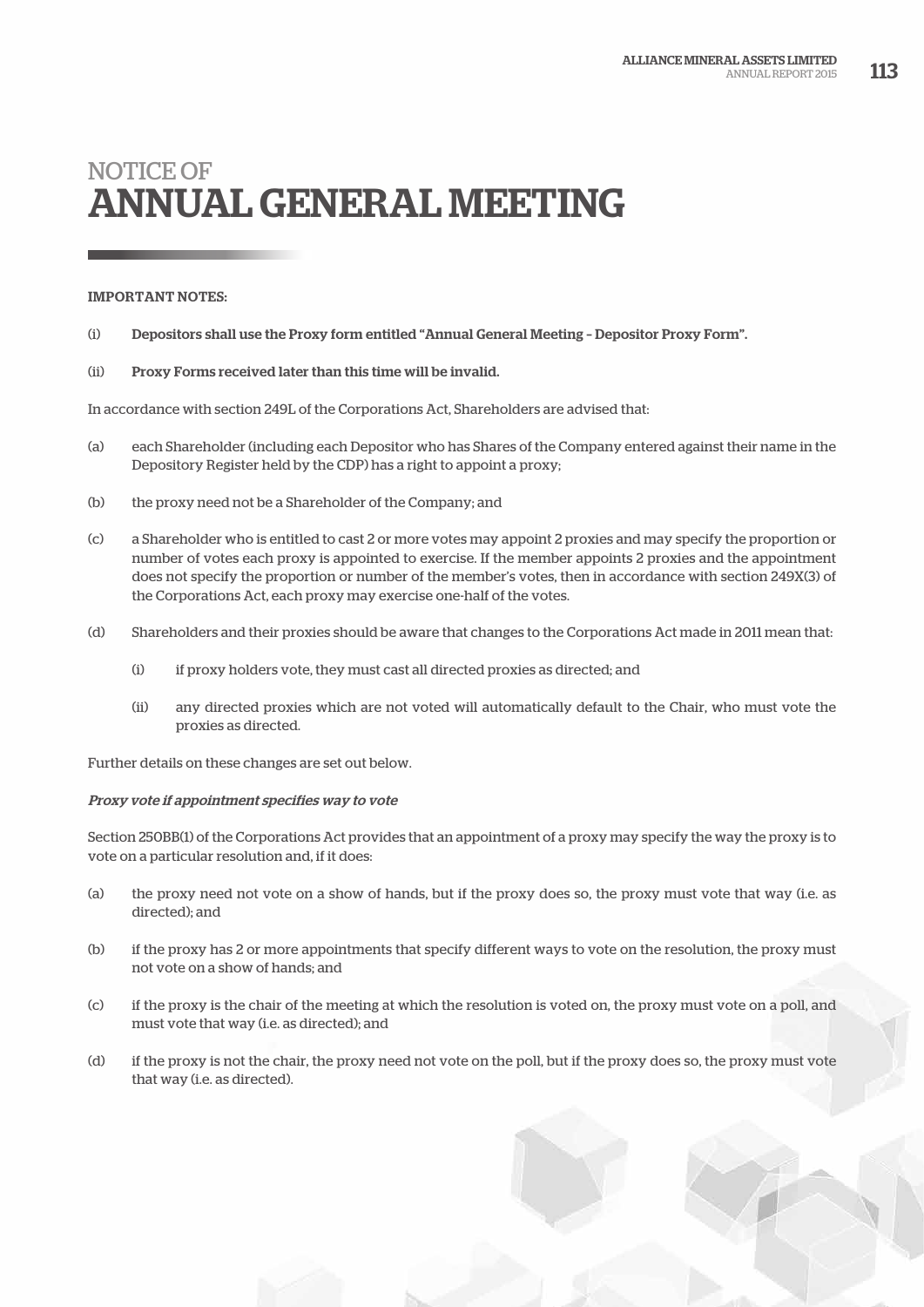# NOTICE OF ANNUAL GENERAL MEETING

IMPORTANT NOTES:

(i) **Depositors shall use the Proxy form entitled "Annual General Meeting – Depositor Proxy Form".**

(ii) **Proxy Forms received later than this time will be invalid.**

In accordance with section 249L of the Corporations Act, Shareholders are advised that:

(a) each Shareholder (including each Depositor who has Shares of the Company entered against their name in the Depository Register held by the CDP) has a right to appoint a proxy;

(b) the proxy need not be a Shareholder of the Company; and

(c) a Shareholder who is entitled to cast 2 or more votes may appoint 2 proxies and may specify the proportion or number of votes each proxy is appointed to exercise. If the member appoints 2 proxies and the appointment does not specify the proportion or number of the member's votes, then in accordance with section 249X(3) of the Corporations Act, each proxy may exercise one-half of the votes.

(d) Shareholders and their proxies should be aware that changes to the Corporations Act made in 2011 mean that:

 (i) if proxy holders vote, they must cast all directed proxies as directed; and

 (ii) any directed proxies which are not voted will automatically default to the Chair, who must vote the proxies as directed.

Further details on these changes are set out below.

***Proxy vote if appointment specifies way to vote***

Section 250BB(1) of the Corporations Act provides that an appointment of a proxy may specify the way the proxy is to vote on a particular resolution and, if it does:

(a) the proxy need not vote on a show of hands, but if the proxy does so, the proxy must vote that way (i.e. as directed); and

(b) if the proxy has 2 or more appointments that specify different ways to vote on the resolution, the proxy must not vote on a show of hands; and

(c) if the proxy is the chair of the meeting at which the resolution is voted on, the proxy must vote on a poll, and must vote that way (i.e. as directed); and

(d) if the proxy is not the chair, the proxy need not vote on the poll, but if the proxy does so, the proxy must vote that way (i.e. as directed).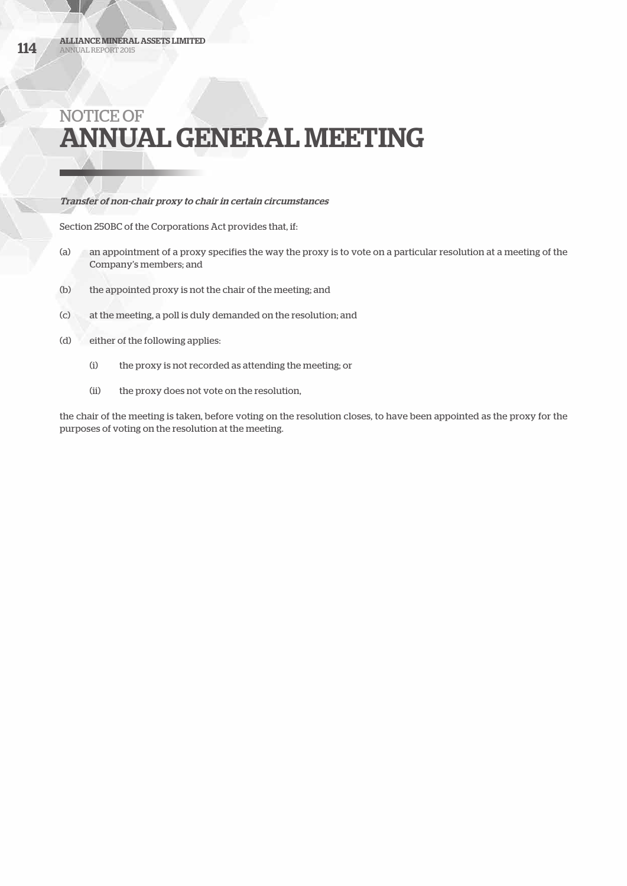# NOTICE OF ANNUAL GENERAL MEETING

*Transfer of non-chair proxy to chair in certain circumstances*

Section 250BC of the Corporations Act provides that, if:

(a) an appointment of a proxy specifies the way the proxy is to vote on a particular resolution at a meeting of the Company's members; and

(b) the appointed proxy is not the chair of the meeting; and

(c) at the meeting, a poll is duly demanded on the resolution; and

(d) either of the following applies:

   (i) the proxy is not recorded as attending the meeting; or

   (ii) the proxy does not vote on the resolution,

the chair of the meeting is taken, before voting on the resolution closes, to have been appointed as the proxy for the purposes of voting on the resolution at the meeting.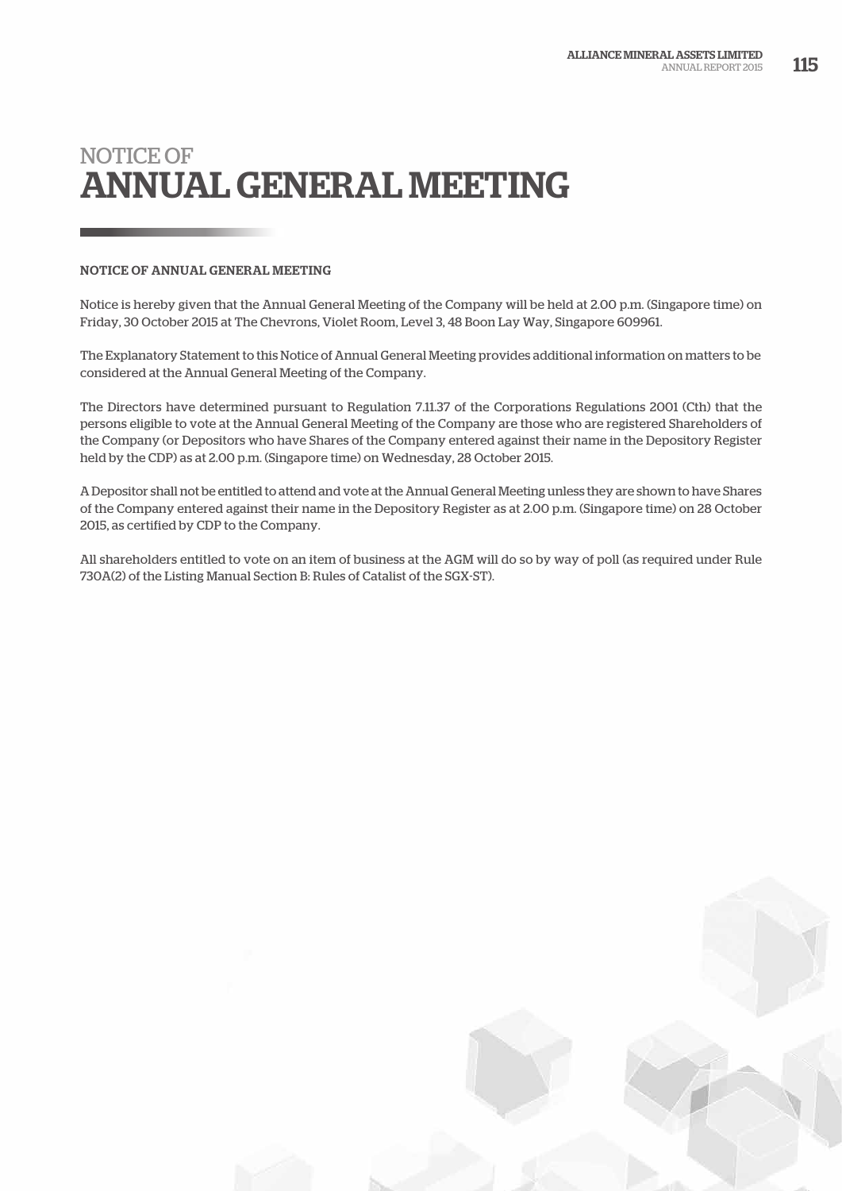# NOTICE OF ANNUAL GENERAL MEETING

## NOTICE OF ANNUAL GENERAL MEETING

Notice is hereby given that the Annual General Meeting of the Company will be held at 2.00 p.m. (Singapore time) on Friday, 30 October 2015 at The Chevrons, Violet Room, Level 3, 48 Boon Lay Way, Singapore 609961.

The Explanatory Statement to this Notice of Annual General Meeting provides additional information on matters to be considered at the Annual General Meeting of the Company.

The Directors have determined pursuant to Regulation 7.11.37 of the Corporations Regulations 2001 (Cth) that the persons eligible to vote at the Annual General Meeting of the Company are those who are registered Shareholders of the Company (or Depositors who have Shares of the Company entered against their name in the Depository Register held by the CDP) as at 2.00 p.m. (Singapore time) on Wednesday, 28 October 2015.

A Depositor shall not be entitled to attend and vote at the Annual General Meeting unless they are shown to have Shares of the Company entered against their name in the Depository Register as at 2.00 p.m. (Singapore time) on 28 October 2015, as certified by CDP to the Company.

All shareholders entitled to vote on an item of business at the AGM will do so by way of poll (as required under Rule 730A(2) of the Listing Manual Section B: Rules of Catalist of the SGX-ST).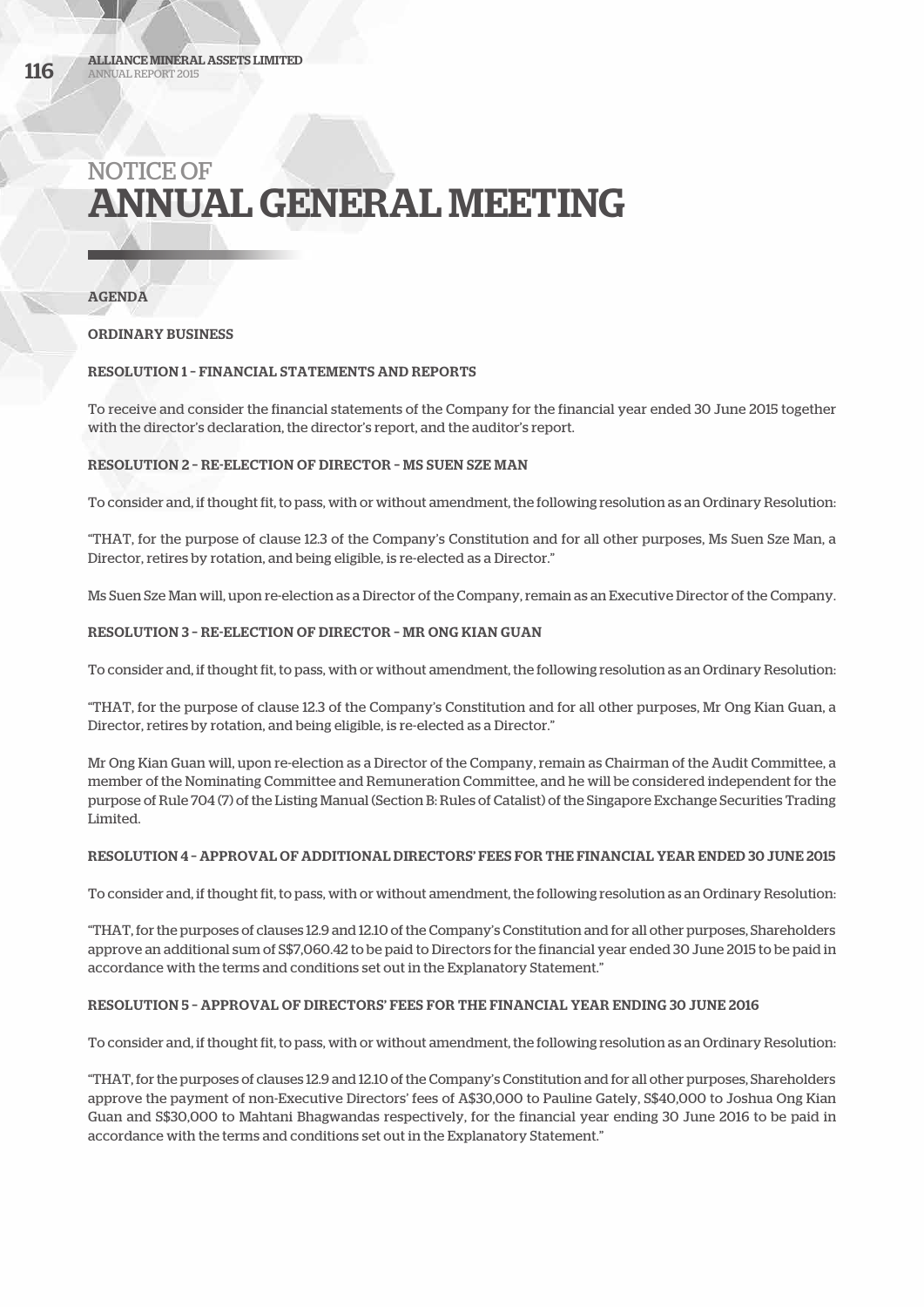# NOTICE OF ANNUAL GENERAL MEETING

**AGENDA**

**ORDINARY BUSINESS**

**RESOLUTION 1 – FINANCIAL STATEMENTS AND REPORTS**

To receive and consider the financial statements of the Company for the financial year ended 30 June 2015 together with the director's declaration, the director's report, and the auditor's report.

**RESOLUTION 2 – RE-ELECTION OF DIRECTOR – MS SUEN SZE MAN**

To consider and, if thought fit, to pass, with or without amendment, the following resolution as an Ordinary Resolution:

"THAT, for the purpose of clause 12.3 of the Company's Constitution and for all other purposes, Ms Suen Sze Man, a Director, retires by rotation, and being eligible, is re-elected as a Director."

Ms Suen Sze Man will, upon re-election as a Director of the Company, remain as an Executive Director of the Company.

**RESOLUTION 3 – RE-ELECTION OF DIRECTOR – MR ONG KIAN GUAN**

To consider and, if thought fit, to pass, with or without amendment, the following resolution as an Ordinary Resolution:

"THAT, for the purpose of clause 12.3 of the Company's Constitution and for all other purposes, Mr Ong Kian Guan, a Director, retires by rotation, and being eligible, is re-elected as a Director."

Mr Ong Kian Guan will, upon re-election as a Director of the Company, remain as Chairman of the Audit Committee, a member of the Nominating Committee and Remuneration Committee, and he will be considered independent for the purpose of Rule 704 (7) of the Listing Manual (Section B: Rules of Catalist) of the Singapore Exchange Securities Trading Limited.

**RESOLUTION 4 – APPROVAL OF ADDITIONAL DIRECTORS' FEES FOR THE FINANCIAL YEAR ENDED 30 JUNE 2015**

To consider and, if thought fit, to pass, with or without amendment, the following resolution as an Ordinary Resolution:

"THAT, for the purposes of clauses 12.9 and 12.10 of the Company's Constitution and for all other purposes, Shareholders approve an additional sum of S$7,060.42 to be paid to Directors for the financial year ended 30 June 2015 to be paid in accordance with the terms and conditions set out in the Explanatory Statement."

**RESOLUTION 5 – APPROVAL OF DIRECTORS' FEES FOR THE FINANCIAL YEAR ENDING 30 JUNE 2016**

To consider and, if thought fit, to pass, with or without amendment, the following resolution as an Ordinary Resolution:

"THAT, for the purposes of clauses 12.9 and 12.10 of the Company's Constitution and for all other purposes, Shareholders approve the payment of non-Executive Directors' fees of A$30,000 to Pauline Gately, S$40,000 to Joshua Ong Kian Guan and S$30,000 to Mahtani Bhagwandas respectively, for the financial year ending 30 June 2016 to be paid in accordance with the terms and conditions set out in the Explanatory Statement."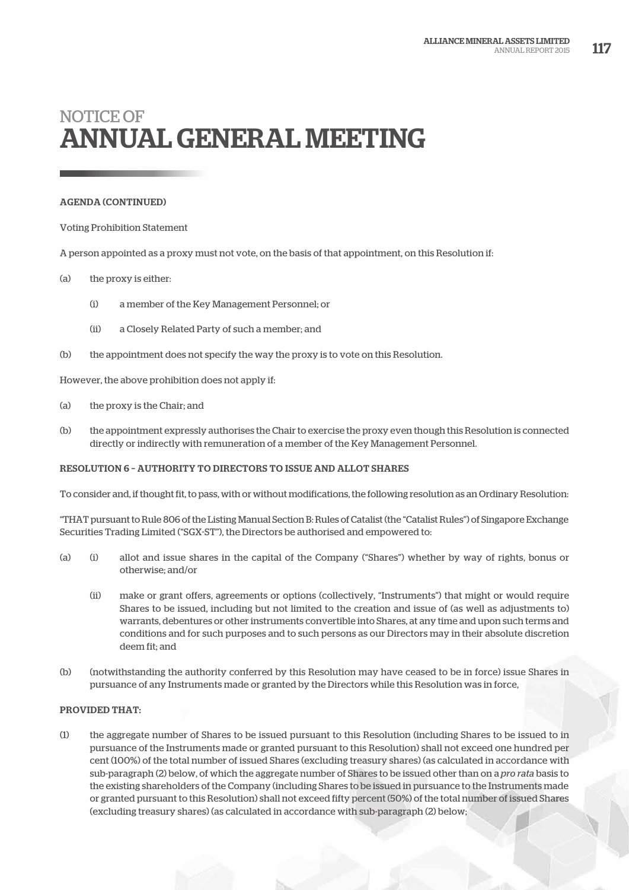# NOTICE OF ANNUAL GENERAL MEETING

**AGENDA (CONTINUED)**

Voting Prohibition Statement

A person appointed as a proxy must not vote, on the basis of that appointment, on this Resolution if:

(a) the proxy is either:

  (i) a member of the Key Management Personnel; or

  (ii) a Closely Related Party of such a member; and

(b) the appointment does not specify the way the proxy is to vote on this Resolution.

However, the above prohibition does not apply if:

(a) the proxy is the Chair; and

(b) the appointment expressly authorises the Chair to exercise the proxy even though this Resolution is connected directly or indirectly with remuneration of a member of the Key Management Personnel.

**RESOLUTION 6 – AUTHORITY TO DIRECTORS TO ISSUE AND ALLOT SHARES**

To consider and, if thought fit, to pass, with or without modifications, the following resolution as an Ordinary Resolution:

"THAT pursuant to Rule 806 of the Listing Manual Section B: Rules of Catalist (the "Catalist Rules") of Singapore Exchange Securities Trading Limited ("SGX-ST"), the Directors be authorised and empowered to:

(a) (i) allot and issue shares in the capital of the Company ("Shares") whether by way of rights, bonus or otherwise; and/or

  (ii) make or grant offers, agreements or options (collectively, "Instruments") that might or would require Shares to be issued, including but not limited to the creation and issue of (as well as adjustments to) warrants, debentures or other instruments convertible into Shares, at any time and upon such terms and conditions and for such purposes and to such persons as our Directors may in their absolute discretion deem fit; and

(b) (notwithstanding the authority conferred by this Resolution may have ceased to be in force) issue Shares in pursuance of any Instruments made or granted by the Directors while this Resolution was in force,

**PROVIDED THAT:**

(1) the aggregate number of Shares to be issued pursuant to this Resolution (including Shares to be issued to in pursuance of the Instruments made or granted pursuant to this Resolution) shall not exceed one hundred per cent (100%) of the total number of issued Shares (excluding treasury shares) (as calculated in accordance with sub-paragraph (2) below, of which the aggregate number of Shares to be issued other than on a *pro rata* basis to the existing shareholders of the Company (including Shares to be issued in pursuance to the Instruments made or granted pursuant to this Resolution) shall not exceed fifty percent (50%) of the total number of issued Shares (excluding treasury shares) (as calculated in accordance with sub-paragraph (2) below;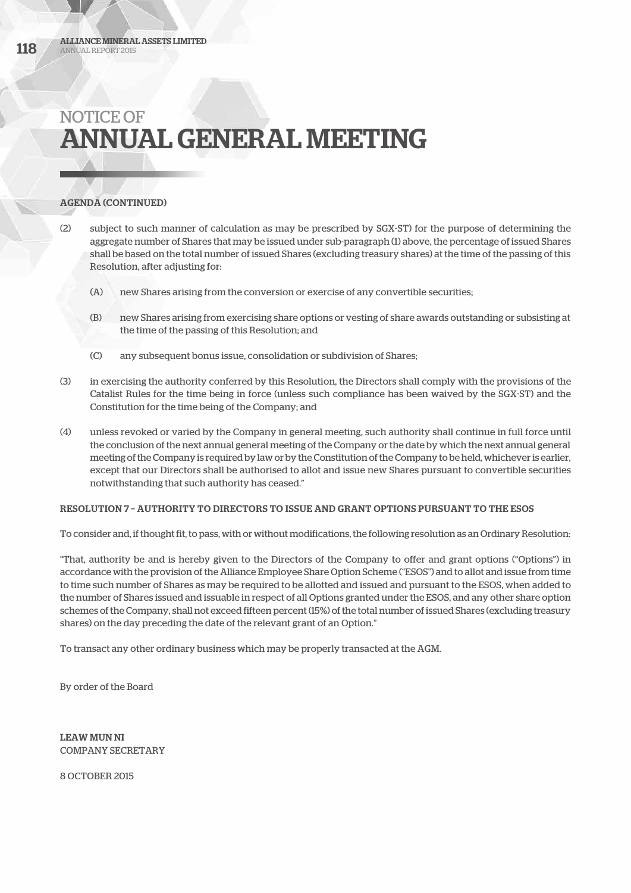# NOTICE OF ANNUAL GENERAL MEETING

**AGENDA (CONTINUED)**

(2) subject to such manner of calculation as may be prescribed by SGX-ST) for the purpose of determining the aggregate number of Shares that may be issued under sub-paragraph (1) above, the percentage of issued Shares shall be based on the total number of issued Shares (excluding treasury shares) at the time of the passing of this Resolution, after adjusting for:

 (A) new Shares arising from the conversion or exercise of any convertible securities;

 (B) new Shares arising from exercising share options or vesting of share awards outstanding or subsisting at the time of the passing of this Resolution; and

 (C) any subsequent bonus issue, consolidation or subdivision of Shares;

(3) in exercising the authority conferred by this Resolution, the Directors shall comply with the provisions of the Catalist Rules for the time being in force (unless such compliance has been waived by the SGX-ST) and the Constitution for the time being of the Company; and

(4) unless revoked or varied by the Company in general meeting, such authority shall continue in full force until the conclusion of the next annual general meeting of the Company or the date by which the next annual general meeting of the Company is required by law or by the Constitution of the Company to be held, whichever is earlier, except that our Directors shall be authorised to allot and issue new Shares pursuant to convertible securities notwithstanding that such authority has ceased."

**RESOLUTION 7 – AUTHORITY TO DIRECTORS TO ISSUE AND GRANT OPTIONS PURSUANT TO THE ESOS**

To consider and, if thought fit, to pass, with or without modifications, the following resolution as an Ordinary Resolution:

"That, authority be and is hereby given to the Directors of the Company to offer and grant options ("Options") in accordance with the provision of the Alliance Employee Share Option Scheme ("ESOS") and to allot and issue from time to time such number of Shares as may be required to be allotted and issued and pursuant to the ESOS, when added to the number of Shares issued and issuable in respect of all Options granted under the ESOS, and any other share option schemes of the Company, shall not exceed fifteen percent (15%) of the total number of issued Shares (excluding treasury shares) on the day preceding the date of the relevant grant of an Option."

To transact any other ordinary business which may be properly transacted at the AGM.

By order of the Board

**LEAW MUN NI**
COMPANY SECRETARY

8 OCTOBER 2015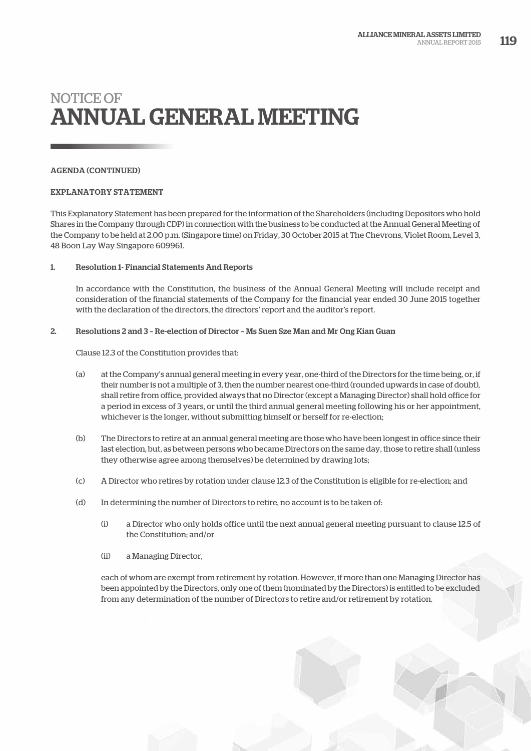# NOTICE OF
# ANNUAL GENERAL MEETING

AGENDA (CONTINUED)

EXPLANATORY STATEMENT

This Explanatory Statement has been prepared for the information of the Shareholders (including Depositors who hold Shares in the Company through CDP) in connection with the business to be conducted at the Annual General Meeting of the Company to be held at 2.00 p.m. (Singapore time) on Friday, 30 October 2015 at The Chevrons, Violet Room, Level 3, 48 Boon Lay Way Singapore 609961.

1. **Resolution 1- Financial Statements And Reports**

   In accordance with the Constitution, the business of the Annual General Meeting will include receipt and consideration of the financial statements of the Company for the financial year ended 30 June 2015 together with the declaration of the directors, the directors' report and the auditor's report.

2. **Resolutions 2 and 3 – Re-election of Director – Ms Suen Sze Man and Mr Ong Kian Guan**

   Clause 12.3 of the Constitution provides that:

   (a) at the Company's annual general meeting in every year, one-third of the Directors for the time being, or, if their number is not a multiple of 3, then the number nearest one-third (rounded upwards in case of doubt), shall retire from office, provided always that no Director (except a Managing Director) shall hold office for a period in excess of 3 years, or until the third annual general meeting following his or her appointment, whichever is the longer, without submitting himself or herself for re-election;

   (b) The Directors to retire at an annual general meeting are those who have been longest in office since their last election, but, as between persons who became Directors on the same day, those to retire shall (unless they otherwise agree among themselves) be determined by drawing lots;

   (c) A Director who retires by rotation under clause 12.3 of the Constitution is eligible for re-election; and

   (d) In determining the number of Directors to retire, no account is to be taken of:

      (i) a Director who only holds office until the next annual general meeting pursuant to clause 12.5 of the Constitution; and/or

      (ii) a Managing Director,

   each of whom are exempt from retirement by rotation. However, if more than one Managing Director has been appointed by the Directors, only one of them (nominated by the Directors) is entitled to be excluded from any determination of the number of Directors to retire and/or retirement by rotation.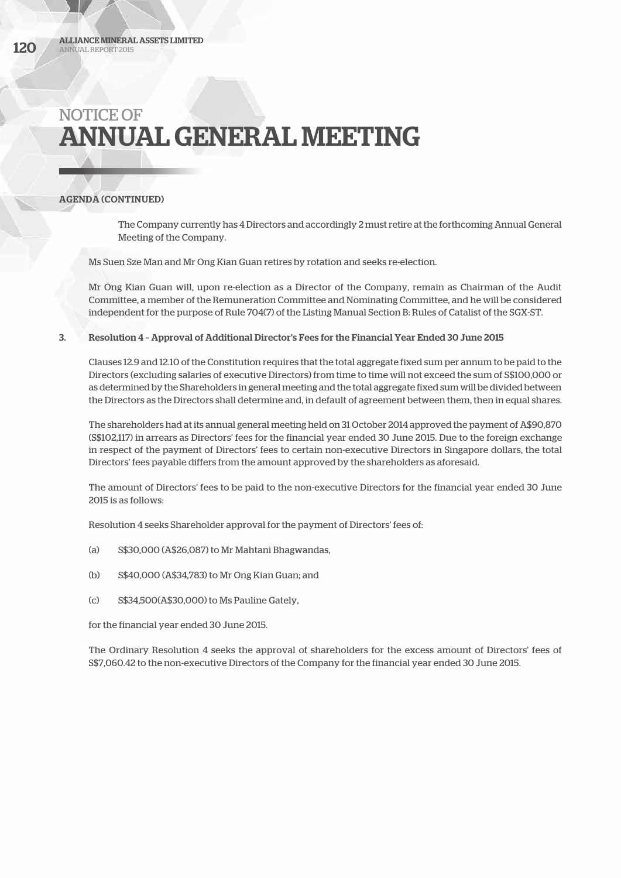# NOTICE OF ANNUAL GENERAL MEETING

**AGENDA (CONTINUED)**

The Company currently has 4 Directors and accordingly 2 must retire at the forthcoming Annual General Meeting of the Company.

Ms Suen Sze Man and Mr Ong Kian Guan retires by rotation and seeks re-election.

Mr Ong Kian Guan will, upon re-election as a Director of the Company, remain as Chairman of the Audit Committee, a member of the Remuneration Committee and Nominating Committee, and he will be considered independent for the purpose of Rule 704(7) of the Listing Manual Section B: Rules of Catalist of the SGX-ST.

3. **Resolution 4 – Approval of Additional Director's Fees for the Financial Year Ended 30 June 2015**

Clauses 12.9 and 12.10 of the Constitution requires that the total aggregate fixed sum per annum to be paid to the Directors (excluding salaries of executive Directors) from time to time will not exceed the sum of S$100,000 or as determined by the Shareholders in general meeting and the total aggregate fixed sum will be divided between the Directors as the Directors shall determine and, in default of agreement between them, then in equal shares.

The shareholders had at its annual general meeting held on 31 October 2014 approved the payment of A$90,870 (S$102,117) in arrears as Directors' fees for the financial year ended 30 June 2015. Due to the foreign exchange in respect of the payment of Directors' fees to certain non-executive Directors in Singapore dollars, the total Directors' fees payable differs from the amount approved by the shareholders as aforesaid.

The amount of Directors' fees to be paid to the non-executive Directors for the financial year ended 30 June 2015 is as follows:

Resolution 4 seeks Shareholder approval for the payment of Directors' fees of:

(a) S$30,000 (A$26,087) to Mr Mahtani Bhagwandas,

(b) S$40,000 (A$34,783) to Mr Ong Kian Guan; and

(c) S$34,500(A$30,000) to Ms Pauline Gately,

for the financial year ended 30 June 2015.

The Ordinary Resolution 4 seeks the approval of shareholders for the excess amount of Directors' fees of S$7,060.42 to the non-executive Directors of the Company for the financial year ended 30 June 2015.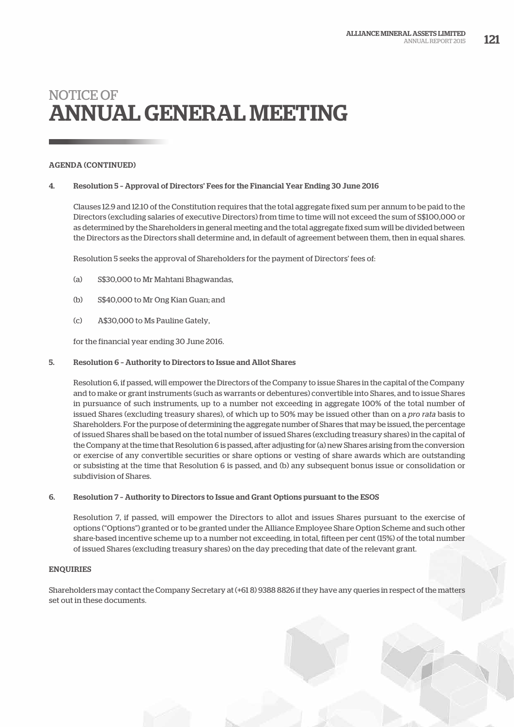# NOTICE OF ANNUAL GENERAL MEETING

**AGENDA (CONTINUED)**

**4. Resolution 5 – Approval of Directors' Fees for the Financial Year Ending 30 June 2016**

Clauses 12.9 and 12.10 of the Constitution requires that the total aggregate fixed sum per annum to be paid to the Directors (excluding salaries of executive Directors) from time to time will not exceed the sum of S$100,000 or as determined by the Shareholders in general meeting and the total aggregate fixed sum will be divided between the Directors as the Directors shall determine and, in default of agreement between them, then in equal shares.

Resolution 5 seeks the approval of Shareholders for the payment of Directors' fees of:

(a) S$30,000 to Mr Mahtani Bhagwandas,

(b) S$40,000 to Mr Ong Kian Guan; and

(c) A$30,000 to Ms Pauline Gately,

for the financial year ending 30 June 2016.

**5. Resolution 6 – Authority to Directors to Issue and Allot Shares**

Resolution 6, if passed, will empower the Directors of the Company to issue Shares in the capital of the Company and to make or grant instruments (such as warrants or debentures) convertible into Shares, and to issue Shares in pursuance of such instruments, up to a number not exceeding in aggregate 100% of the total number of issued Shares (excluding treasury shares), of which up to 50% may be issued other than on a *pro rata* basis to Shareholders. For the purpose of determining the aggregate number of Shares that may be issued, the percentage of issued Shares shall be based on the total number of issued Shares (excluding treasury shares) in the capital of the Company at the time that Resolution 6 is passed, after adjusting for (a) new Shares arising from the conversion or exercise of any convertible securities or share options or vesting of share awards which are outstanding or subsisting at the time that Resolution 6 is passed, and (b) any subsequent bonus issue or consolidation or subdivision of Shares.

**6. Resolution 7 – Authority to Directors to Issue and Grant Options pursuant to the ESOS**

Resolution 7, if passed, will empower the Directors to allot and issues Shares pursuant to the exercise of options ("Options") granted or to be granted under the Alliance Employee Share Option Scheme and such other share-based incentive scheme up to a number not exceeding, in total, fifteen per cent (15%) of the total number of issued Shares (excluding treasury shares) on the day preceding that date of the relevant grant.

**ENQUIRIES**

Shareholders may contact the Company Secretary at (+61 8) 9388 8826 if they have any queries in respect of the matters set out in these documents.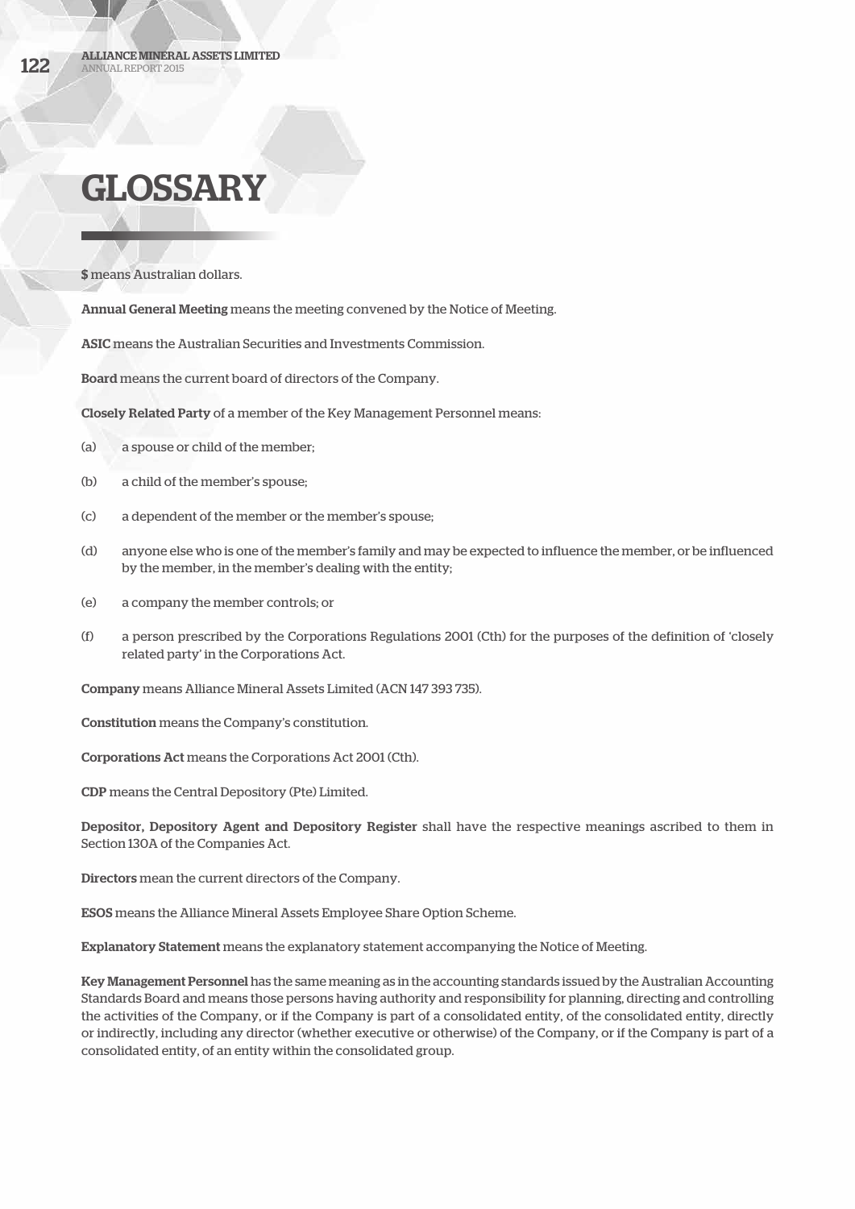# GLOSSARY

**$** means Australian dollars.

**Annual General Meeting** means the meeting convened by the Notice of Meeting.

**ASIC** means the Australian Securities and Investments Commission.

**Board** means the current board of directors of the Company.

**Closely Related Party** of a member of the Key Management Personnel means:

(a) a spouse or child of the member;

(b) a child of the member's spouse;

(c) a dependent of the member or the member's spouse;

(d) anyone else who is one of the member's family and may be expected to influence the member, or be influenced by the member, in the member's dealing with the entity;

(e) a company the member controls; or

(f) a person prescribed by the Corporations Regulations 2001 (Cth) for the purposes of the definition of 'closely related party' in the Corporations Act.

**Company** means Alliance Mineral Assets Limited (ACN 147 393 735).

**Constitution** means the Company's constitution.

**Corporations Act** means the Corporations Act 2001 (Cth).

**CDP** means the Central Depository (Pte) Limited.

**Depositor, Depository Agent and Depository Register** shall have the respective meanings ascribed to them in Section 130A of the Companies Act.

**Directors** mean the current directors of the Company.

**ESOS** means the Alliance Mineral Assets Employee Share Option Scheme.

**Explanatory Statement** means the explanatory statement accompanying the Notice of Meeting.

**Key Management Personnel** has the same meaning as in the accounting standards issued by the Australian Accounting Standards Board and means those persons having authority and responsibility for planning, directing and controlling the activities of the Company, or if the Company is part of a consolidated entity, of the consolidated entity, directly or indirectly, including any director (whether executive or otherwise) of the Company, or if the Company is part of a consolidated entity, of an entity within the consolidated group.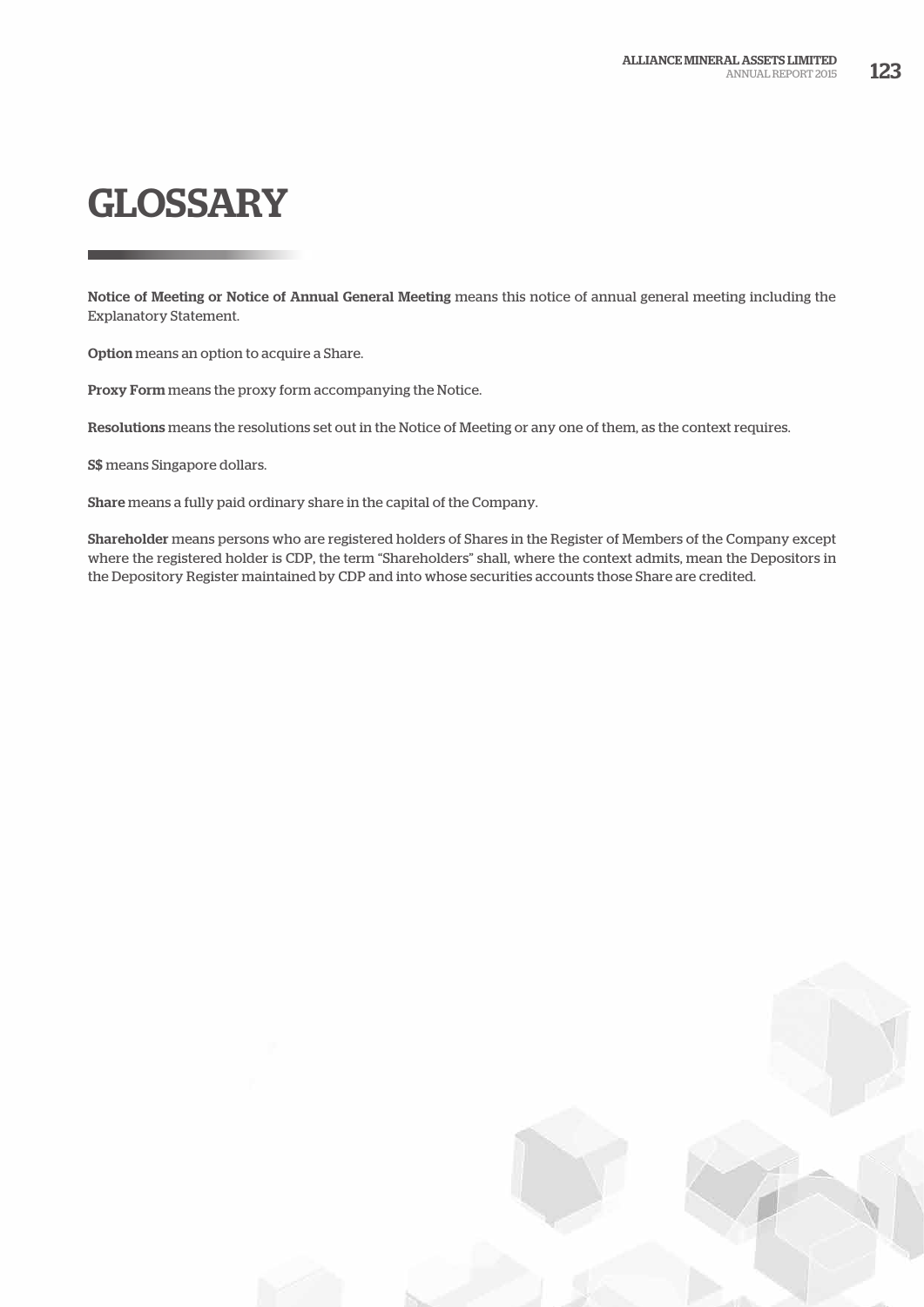# GLOSSARY

**Notice of Meeting or Notice of Annual General Meeting** means this notice of annual general meeting including the Explanatory Statement.

**Option** means an option to acquire a Share.

**Proxy Form** means the proxy form accompanying the Notice.

**Resolutions** means the resolutions set out in the Notice of Meeting or any one of them, as the context requires.

**S$** means Singapore dollars.

**Share** means a fully paid ordinary share in the capital of the Company.

**Shareholder** means persons who are registered holders of Shares in the Register of Members of the Company except where the registered holder is CDP, the term "Shareholders" shall, where the context admits, mean the Depositors in the Depository Register maintained by CDP and into whose securities accounts those Share are credited.